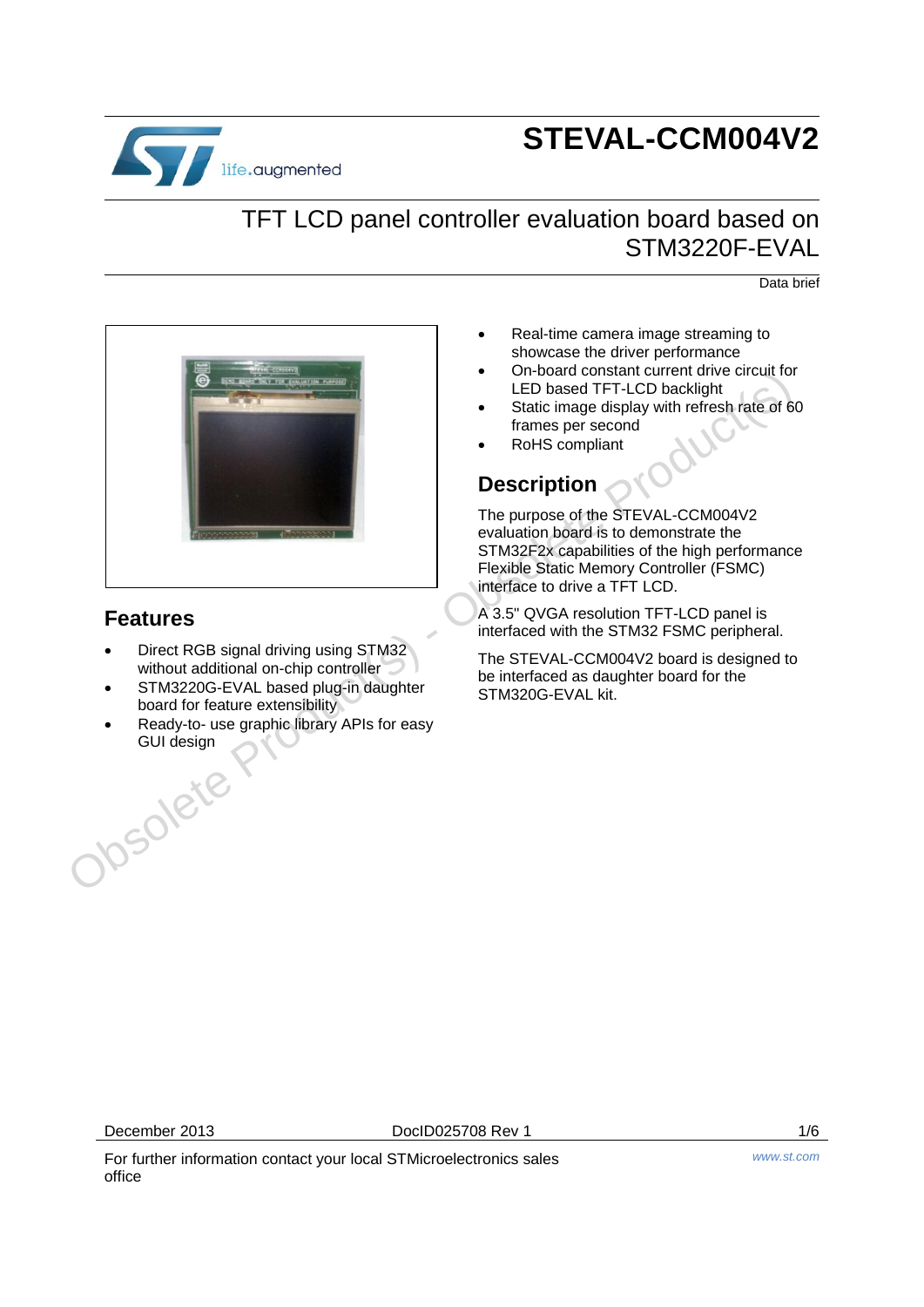# STEVAL-CCM004V2

## TFT LCD panel controller evaluation board based on STM3220F-EVAL

Data brief

## Features

- Direct RGB signal driving using STM32 without additional on-chip controller
- STM3220G-EVAL based plug-in daughter board for feature extensibility
- Ready-to- use graphic library APIs for easy GUI design
- Real-time camera image streaming to showcase the driver performance
- On-board constant current drive circuit for LED based TFT-LCD backlight
- Static image display with refresh rate of 60 frames per second
- RoHS compliant

## Description

The purpose of the STEVAL-CCM004V2 evaluation board is to demonstrate the STM32F2x capabilities of the high performance Flexible Static Memory Controller (FSMC) interface to drive a TFT LCD.

A 3.5" QVGA resolution TFT-LCD panel is interfaced with the STM32 FSMC peripheral.

The STEVAL-CCM004V2 board is designed to be interfaced as daughter board for the STM320G-EVAL kit.

December 2013 DocID025708 Rev 1

For further information contact your local STMicroelectronics sales office

www.st.com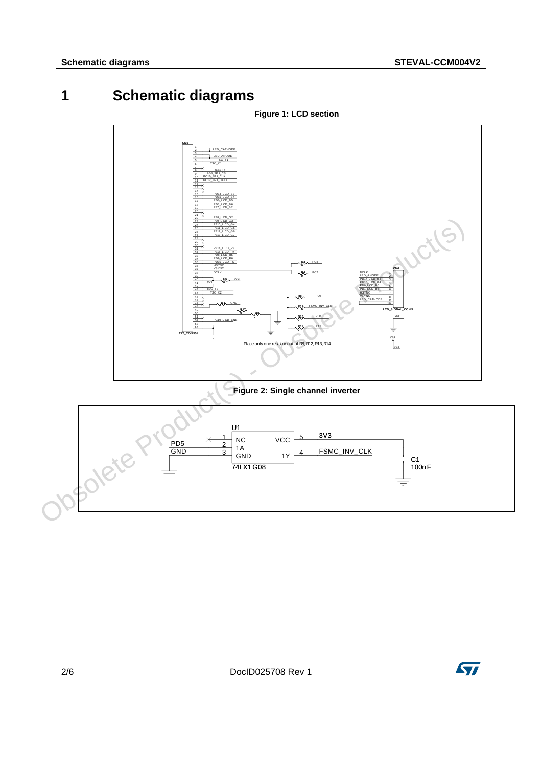# 1 Schematic diagrams

**Figure 1: LCD section**

Place only one resistor out of R8, R12, R13, R14.

**Figure 2: Single channel inverter**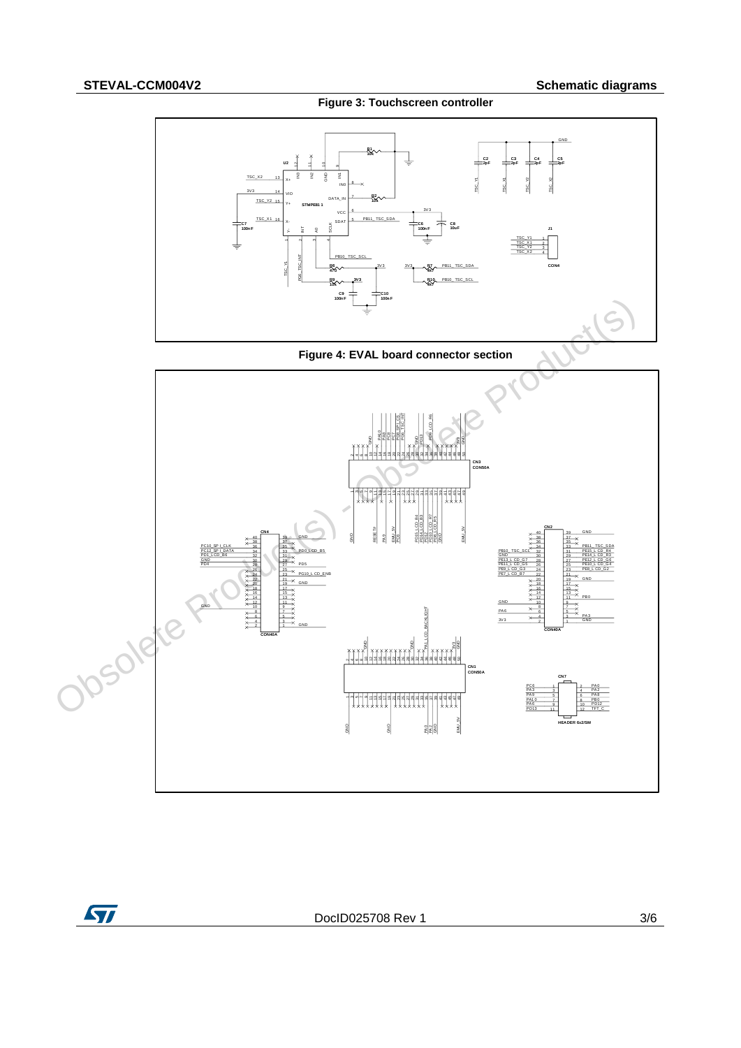**Figure 3: Touchscreen controller**

**Figure 4: EVAL board connector section**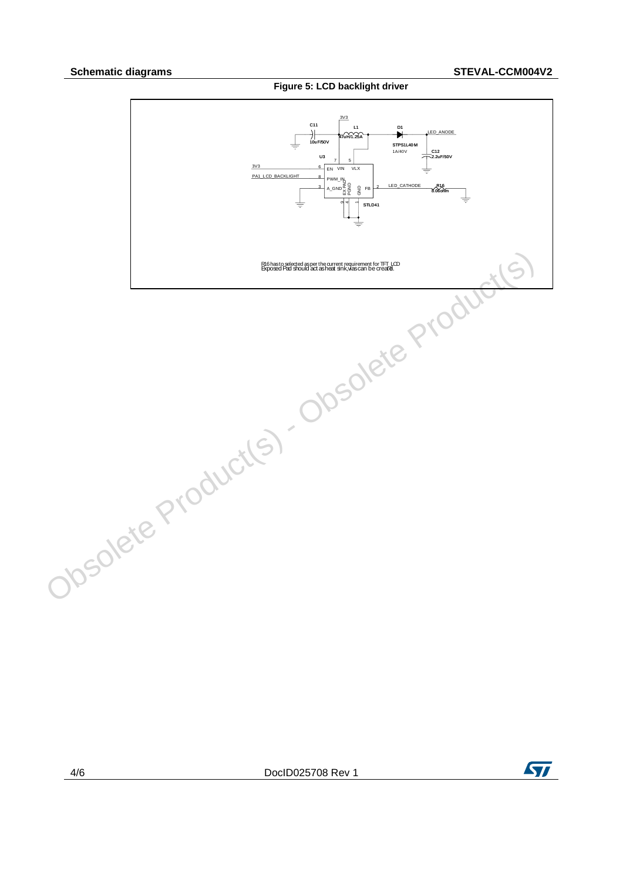Figure 5: LCD backlight driver

3V3

C11

10uF/50V

L1

47uH/1.25A

D1

STPS1L40M

1A/40V

LED_ANODE

C12

2.2uF/50V

U3

3V3

PA1_LCD_BACKLIGHT

EN VIN VLX

PWM_IN

A_GND

EX_PAD

PGND

GND

FB

LED_CATHODE

R16

8.0ohm

STLD41

R16 has to selected as per the current requirement for TFT LCD
Exposed Pad should act as heat sink,Vias can be created.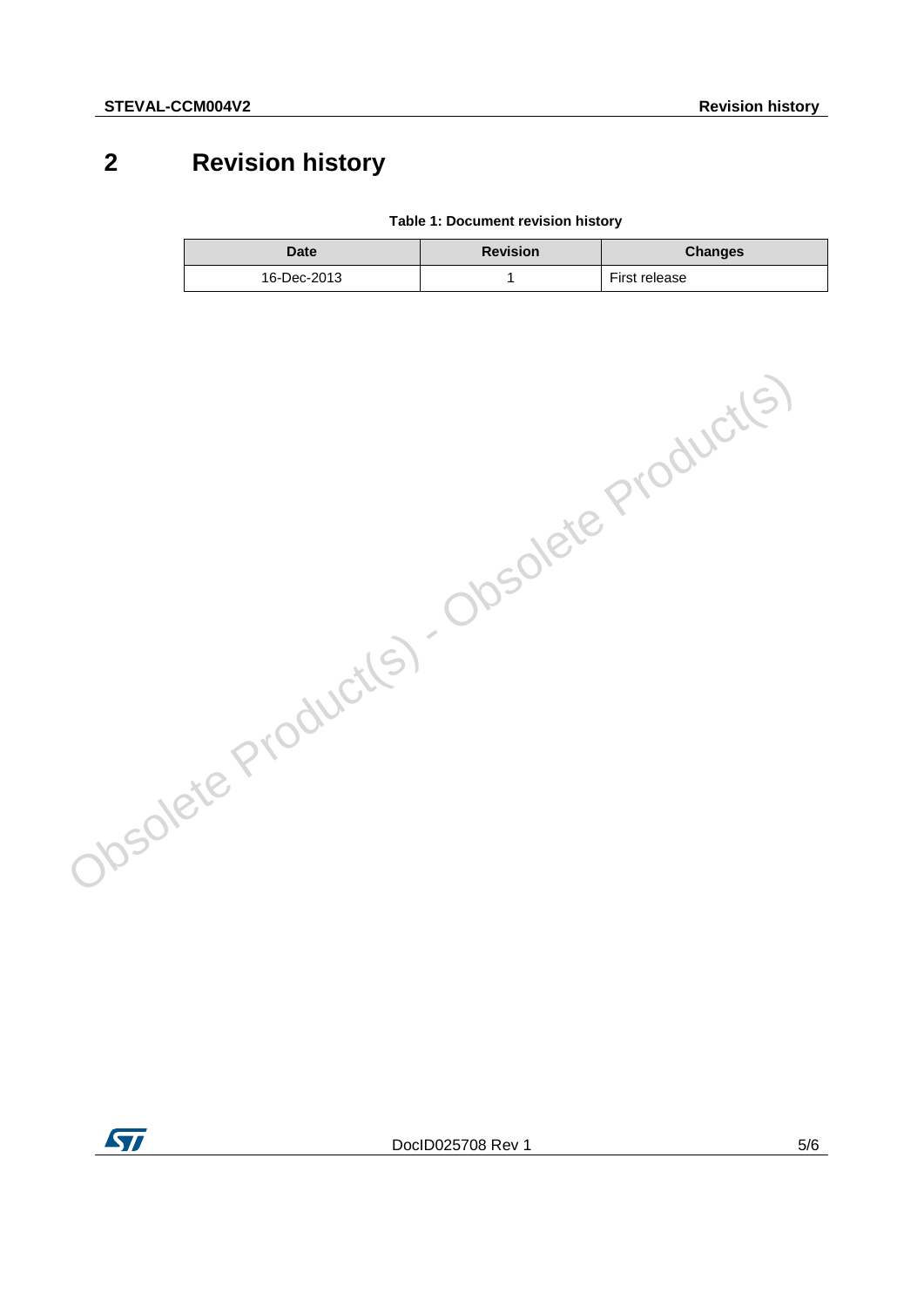# 2 Revision history

**Table 1: Document revision history**

| Date | Revision | Changes |
|---|---|---|
| 16-Dec-2013 | 1 | First release |

Obsolete Product(s) - Obsolete Product(s)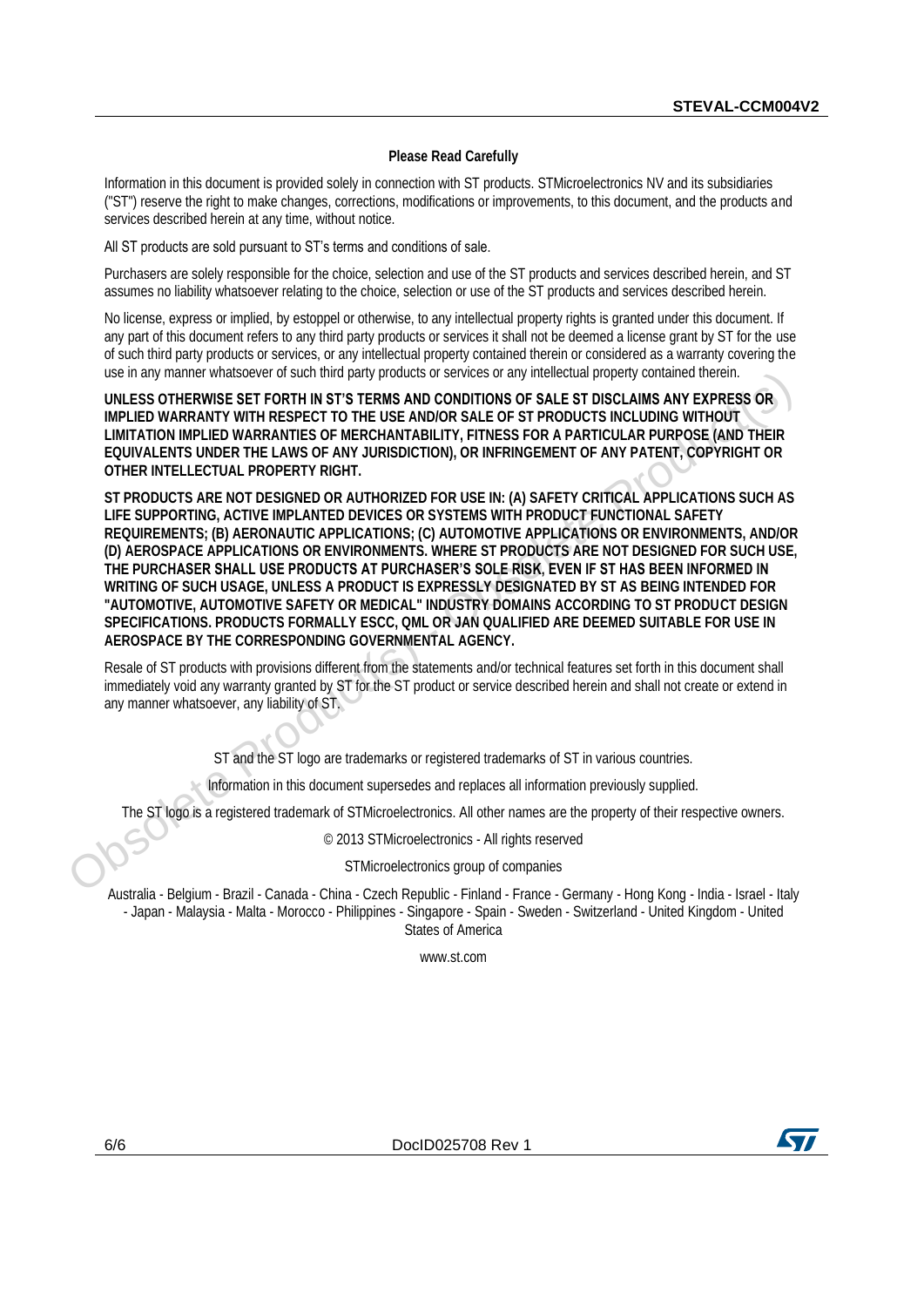**Please Read Carefully**

Information in this document is provided solely in connection with ST products. STMicroelectronics NV and its subsidiaries ("ST") reserve the right to make changes, corrections, modifications or improvements, to this document, and the products and services described herein at any time, without notice.

All ST products are sold pursuant to ST's terms and conditions of sale.

Purchasers are solely responsible for the choice, selection and use of the ST products and services described herein, and ST assumes no liability whatsoever relating to the choice, selection or use of the ST products and services described herein.

No license, express or implied, by estoppel or otherwise, to any intellectual property rights is granted under this document. If any part of this document refers to any third party products or services it shall not be deemed a license grant by ST for the use of such third party products or services, or any intellectual property contained therein or considered as a warranty covering the use in any manner whatsoever of such third party products or services or any intellectual property contained therein.

**UNLESS OTHERWISE SET FORTH IN ST'S TERMS AND CONDITIONS OF SALE ST DISCLAIMS ANY EXPRESS OR IMPLIED WARRANTY WITH RESPECT TO THE USE AND/OR SALE OF ST PRODUCTS INCLUDING WITHOUT LIMITATION IMPLIED WARRANTIES OF MERCHANTABILITY, FITNESS FOR A PARTICULAR PURPOSE (AND THEIR EQUIVALENTS UNDER THE LAWS OF ANY JURISDICTION), OR INFRINGEMENT OF ANY PATENT, COPYRIGHT OR OTHER INTELLECTUAL PROPERTY RIGHT.**

**ST PRODUCTS ARE NOT DESIGNED OR AUTHORIZED FOR USE IN: (A) SAFETY CRITICAL APPLICATIONS SUCH AS LIFE SUPPORTING, ACTIVE IMPLANTED DEVICES OR SYSTEMS WITH PRODUCT FUNCTIONAL SAFETY REQUIREMENTS; (B) AERONAUTIC APPLICATIONS; (C) AUTOMOTIVE APPLICATIONS OR ENVIRONMENTS, AND/OR (D) AEROSPACE APPLICATIONS OR ENVIRONMENTS. WHERE ST PRODUCTS ARE NOT DESIGNED FOR SUCH USE, THE PURCHASER SHALL USE PRODUCTS AT PURCHASER'S SOLE RISK, EVEN IF ST HAS BEEN INFORMED IN WRITING OF SUCH USAGE, UNLESS A PRODUCT IS EXPRESSLY DESIGNATED BY ST AS BEING INTENDED FOR "AUTOMOTIVE, AUTOMOTIVE SAFETY OR MEDICAL" INDUSTRY DOMAINS ACCORDING TO ST PRODUCT DESIGN SPECIFICATIONS. PRODUCTS FORMALLY ESCC, QML OR JAN QUALIFIED ARE DEEMED SUITABLE FOR USE IN AEROSPACE BY THE CORRESPONDING GOVERNMENTAL AGENCY.**

Resale of ST products with provisions different from the statements and/or technical features set forth in this document shall immediately void any warranty granted by ST for the ST product or service described herein and shall not create or extend in any manner whatsoever, any liability of ST.

ST and the ST logo are trademarks or registered trademarks of ST in various countries.

Information in this document supersedes and replaces all information previously supplied.

The ST logo is a registered trademark of STMicroelectronics. All other names are the property of their respective owners.

© 2013 STMicroelectronics - All rights reserved

STMicroelectronics group of companies

Australia - Belgium - Brazil - Canada - China - Czech Republic - Finland - France - Germany - Hong Kong - India - Israel - Italy - Japan - Malaysia - Malta - Morocco - Philippines - Singapore - Spain - Sweden - Switzerland - United Kingdom - United States of America

www.st.com